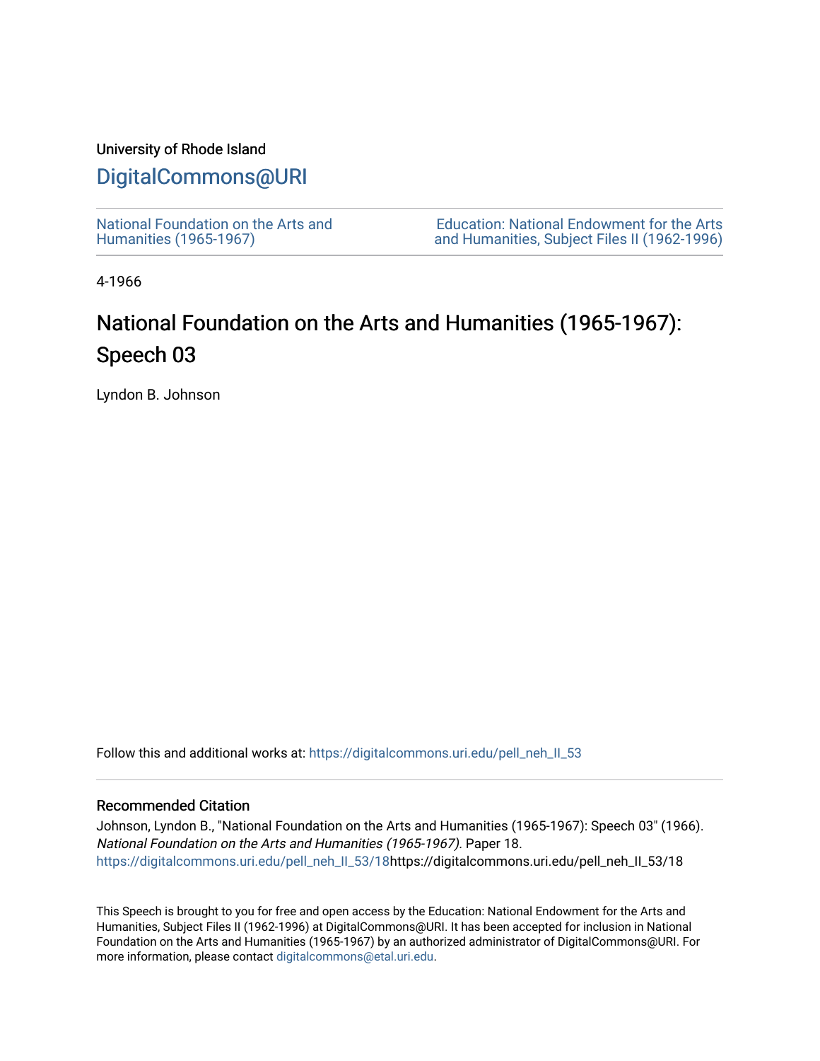University of Rhode Island

# DigitalCommons@URI

National Foundation on the Arts and Humanities (1965-1967)

Education: National Endowment for the Arts and Humanities, Subject Files II (1962-1996)

4-1966

## National Foundation on the Arts and Humanities (1965-1967): Speech 03

Lyndon B. Johnson

Follow this and additional works at: https://digitalcommons.uri.edu/pell_neh_II_53

### Recommended Citation

Johnson, Lyndon B., "National Foundation on the Arts and Humanities (1965-1967): Speech 03" (1966). *National Foundation on the Arts and Humanities (1965-1967).* Paper 18.
https://digitalcommons.uri.edu/pell_neh_II_53/18https://digitalcommons.uri.edu/pell_neh_II_53/18

This Speech is brought to you for free and open access by the Education: National Endowment for the Arts and Humanities, Subject Files II (1962-1996) at DigitalCommons@URI. It has been accepted for inclusion in National Foundation on the Arts and Humanities (1965-1967) by an authorized administrator of DigitalCommons@URI. For more information, please contact digitalcommons@etal.uri.edu.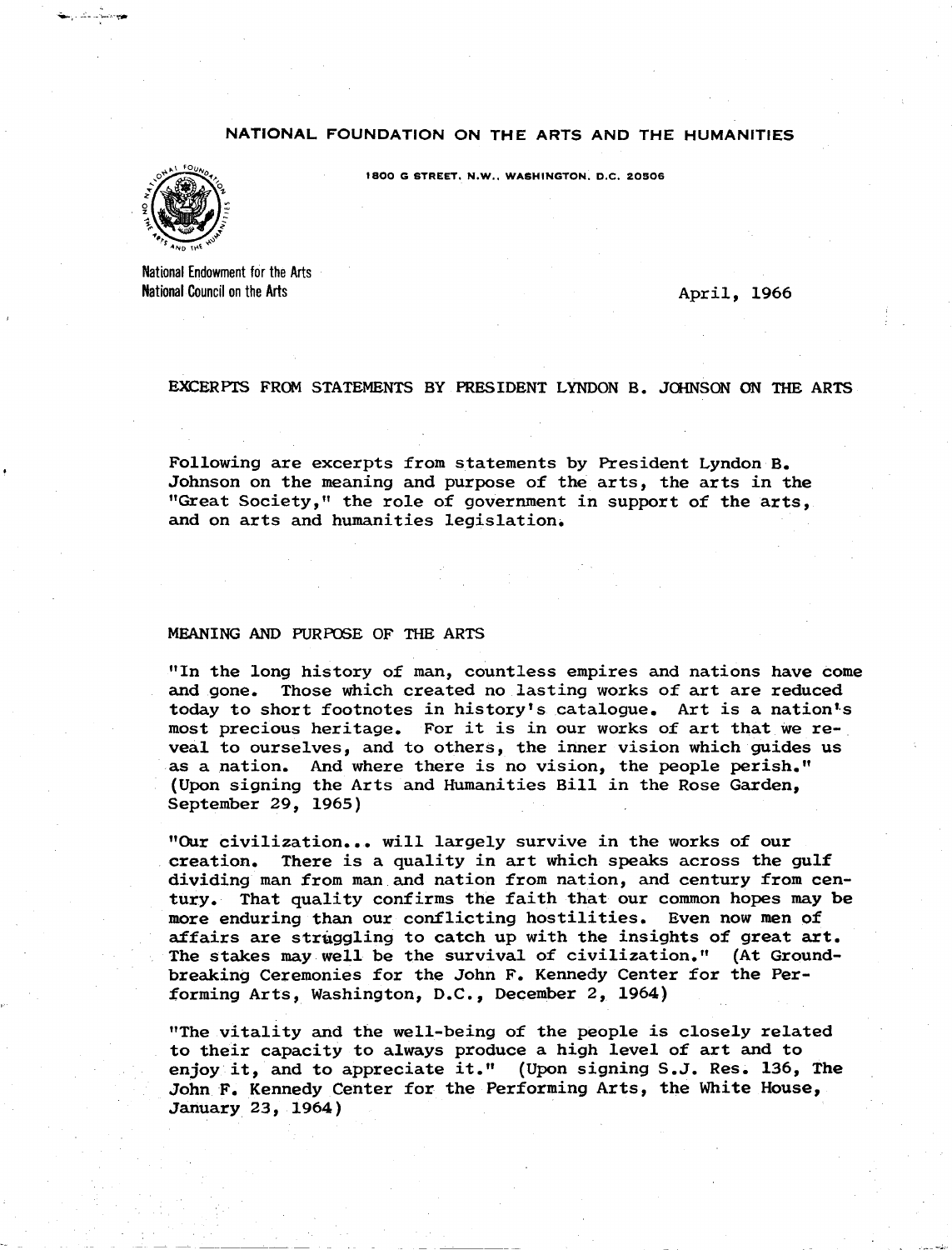# NATIONAL FOUNDATION ON THE ARTS AND THE HUMANITIES

1800 G STREET, N.W., WASHINGTON, D.C. 20506

National Endowment for the Arts
National Council on the Arts

April, 1966

## EXCERPTS FROM STATEMENTS BY PRESIDENT LYNDON B. JOHNSON ON THE ARTS

Following are excerpts from statements by President Lyndon B. Johnson on the meaning and purpose of the arts, the arts in the "Great Society," the role of government in support of the arts, and on arts and humanities legislation.

### MEANING AND PURPOSE OF THE ARTS

"In the long history of man, countless empires and nations have come and gone. Those which created no lasting works of art are reduced today to short footnotes in history's catalogue. Art is a nation's most precious heritage. For it is in our works of art that we reveal to ourselves, and to others, the inner vision which guides us as a nation. And where there is no vision, the people perish." (Upon signing the Arts and Humanities Bill in the Rose Garden, September 29, 1965)

"Our civilization... will largely survive in the works of our creation. There is a quality in art which speaks across the gulf dividing man from man and nation from nation, and century from century. That quality confirms the faith that our common hopes may be more enduring than our conflicting hostilities. Even now men of affairs are struggling to catch up with the insights of great art. The stakes may well be the survival of civilization." (At Groundbreaking Ceremonies for the John F. Kennedy Center for the Performing Arts, Washington, D.C., December 2, 1964)

"The vitality and the well-being of the people is closely related to their capacity to always produce a high level of art and to enjoy it, and to appreciate it." (Upon signing S.J. Res. 136, The John F. Kennedy Center for the Performing Arts, the White House, January 23, 1964)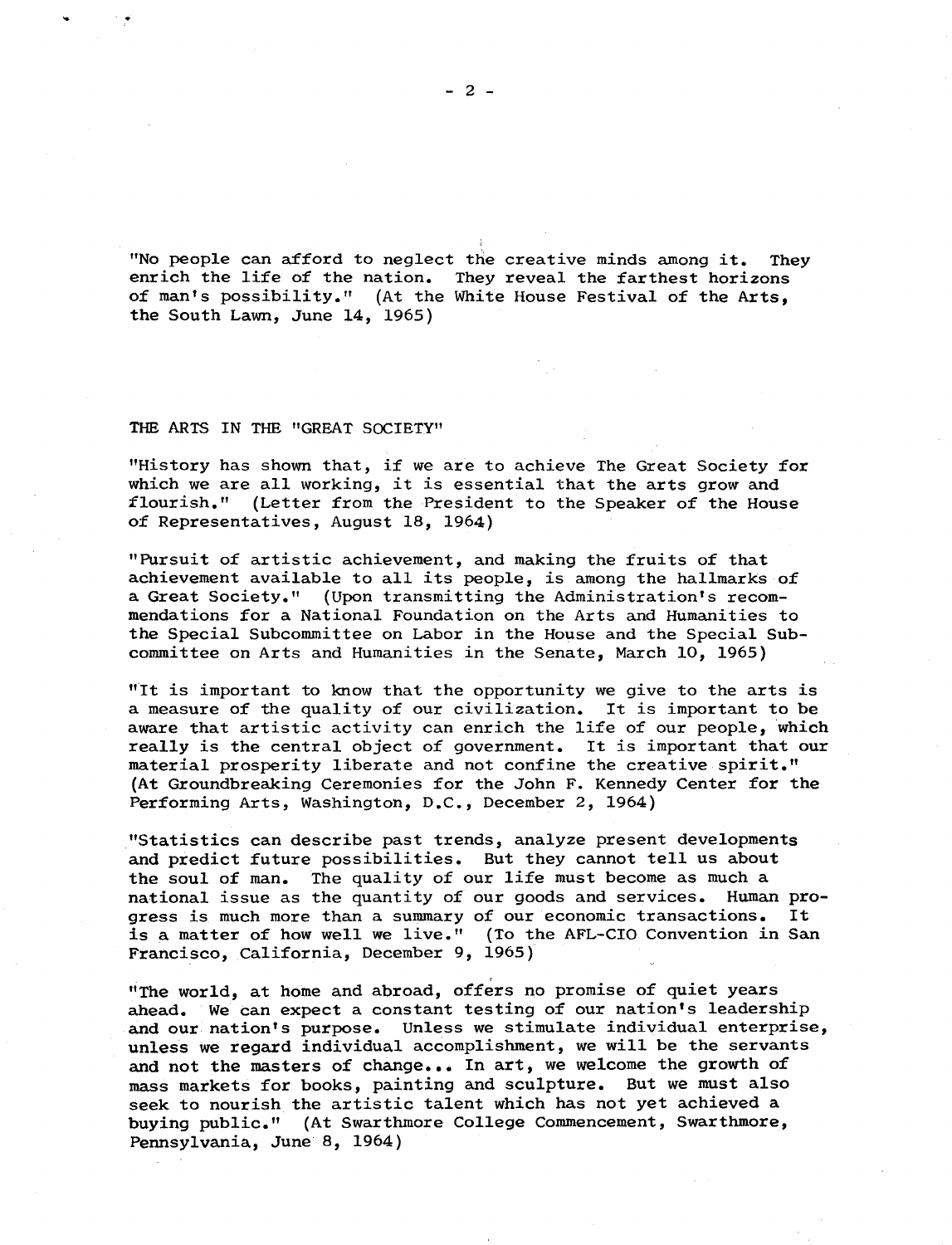"No people can afford to neglect the creative minds among it. They enrich the life of the nation. They reveal the farthest horizons of man's possibility." (At the White House Festival of the Arts, the South Lawn, June 14, 1965)

## THE ARTS IN THE "GREAT SOCIETY"

"History has shown that, if we are to achieve The Great Society for which we are all working, it is essential that the arts grow and flourish." (Letter from the President to the Speaker of the House of Representatives, August 18, 1964)

"Pursuit of artistic achievement, and making the fruits of that achievement available to all its people, is among the hallmarks of a Great Society." (Upon transmitting the Administration's recommendations for a National Foundation on the Arts and Humanities to the Special Subcommittee on Labor in the House and the Special Subcommittee on Arts and Humanities in the Senate, March 10, 1965)

"It is important to know that the opportunity we give to the arts is a measure of the quality of our civilization. It is important to be aware that artistic activity can enrich the life of our people, which really is the central object of government. It is important that our material prosperity liberate and not confine the creative spirit." (At Groundbreaking Ceremonies for the John F. Kennedy Center for the Performing Arts, Washington, D.C., December 2, 1964)

"Statistics can describe past trends, analyze present developments and predict future possibilities. But they cannot tell us about the soul of man. The quality of our life must become as much a national issue as the quantity of our goods and services. Human progress is much more than a summary of our economic transactions. It is a matter of how well we live." (To the AFL-CIO Convention in San Francisco, California, December 9, 1965)

"The world, at home and abroad, offers no promise of quiet years ahead. We can expect a constant testing of our nation's leadership and our nation's purpose. Unless we stimulate individual enterprise, unless we regard individual accomplishment, we will be the servants and not the masters of change... In art, we welcome the growth of mass markets for books, painting and sculpture. But we must also seek to nourish the artistic talent which has not yet achieved a buying public." (At Swarthmore College Commencement, Swarthmore, Pennsylvania, June 8, 1964)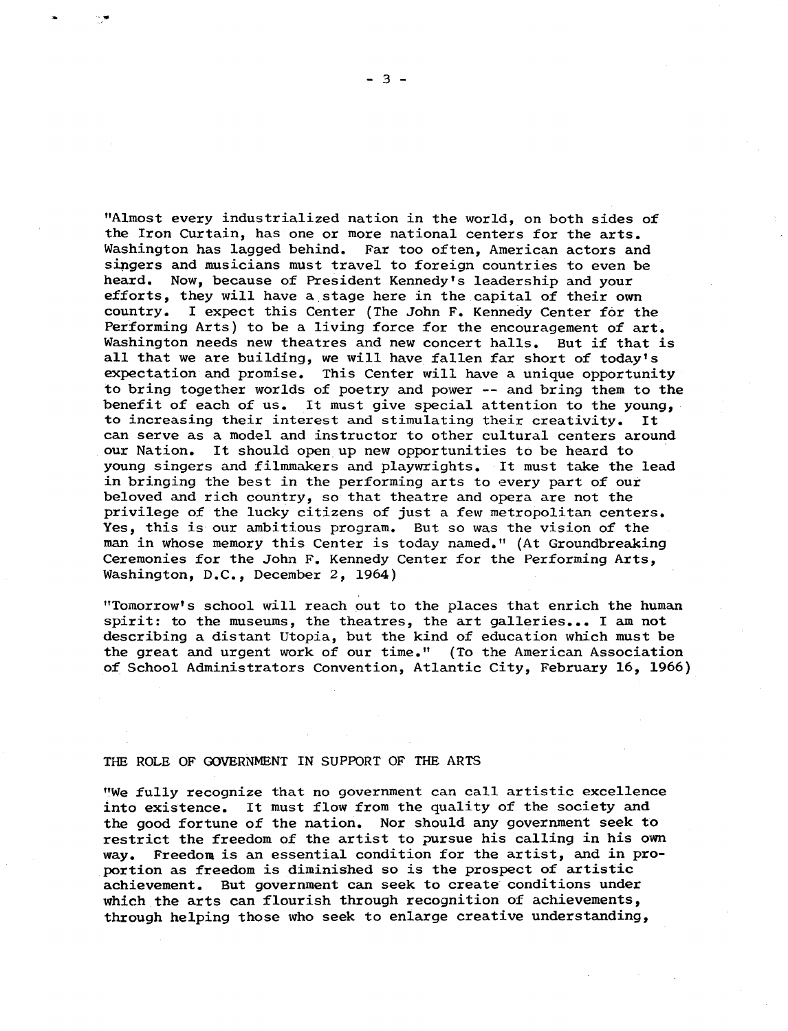"Almost every industrialized nation in the world, on both sides of the Iron Curtain, has one or more national centers for the arts. Washington has lagged behind. Far too often, American actors and singers and musicians must travel to foreign countries to even be heard. Now, because of President Kennedy's leadership and your efforts, they will have a stage here in the capital of their own country. I expect this Center (The John F. Kennedy Center for the Performing Arts) to be a living force for the encouragement of art. Washington needs new theatres and new concert halls. But if that is all that we are building, we will have fallen far short of today's expectation and promise. This Center will have a unique opportunity to bring together worlds of poetry and power -- and bring them to the benefit of each of us. It must give special attention to the young, to increasing their interest and stimulating their creativity. It can serve as a model and instructor to other cultural centers around our Nation. It should open up new opportunities to be heard to young singers and filmmakers and playwrights. It must take the lead in bringing the best in the performing arts to every part of our beloved and rich country, so that theatre and opera are not the privilege of the lucky citizens of just a few metropolitan centers. Yes, this is our ambitious program. But so was the vision of the man in whose memory this Center is today named." (At Groundbreaking Ceremonies for the John F. Kennedy Center for the Performing Arts, Washington, D.C., December 2, 1964)

"Tomorrow's school will reach out to the places that enrich the human spirit: to the museums, the theatres, the art galleries... I am not describing a distant Utopia, but the kind of education which must be the great and urgent work of our time." (To the American Association of School Administrators Convention, Atlantic City, February 16, 1966)

## THE ROLE OF GOVERNMENT IN SUPPORT OF THE ARTS

"We fully recognize that no government can call artistic excellence into existence. It must flow from the quality of the society and the good fortune of the nation. Nor should any government seek to restrict the freedom of the artist to pursue his calling in his own way. Freedom is an essential condition for the artist, and in proportion as freedom is diminished so is the prospect of artistic achievement. But government can seek to create conditions under which the arts can flourish through recognition of achievements, through helping those who seek to enlarge creative understanding,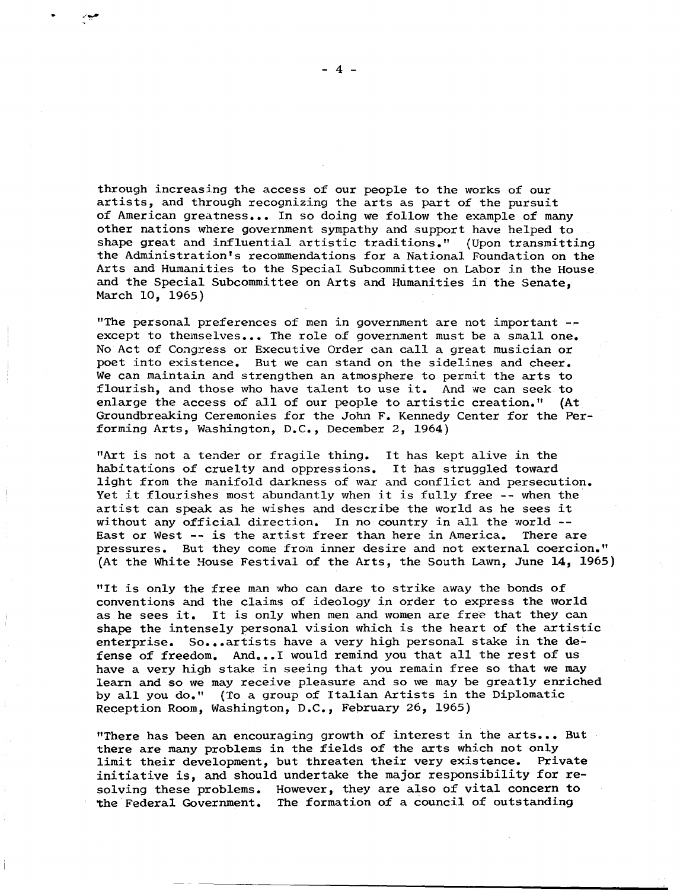through increasing the access of our people to the works of our artists, and through recognizing the arts as part of the pursuit of American greatness... In so doing we follow the example of many other nations where government sympathy and support have helped to shape great and influential artistic traditions." (Upon transmitting the Administration's recommendations for a National Foundation on the Arts and Humanities to the Special Subcommittee on Labor in the House and the Special Subcommittee on Arts and Humanities in the Senate, March 10, 1965)

"The personal preferences of men in government are not important -- except to themselves... The role of government must be a small one. No Act of Congress or Executive Order can call a great musician or poet into existence. But we can stand on the sidelines and cheer. We can maintain and strengthen an atmosphere to permit the arts to flourish, and those who have talent to use it. And we can seek to enlarge the access of all of our people to artistic creation." (At Groundbreaking Ceremonies for the John F. Kennedy Center for the Performing Arts, Washington, D.C., December 2, 1964)

"Art is not a tender or fragile thing. It has kept alive in the habitations of cruelty and oppressions. It has struggled toward light from the manifold darkness of war and conflict and persecution. Yet it flourishes most abundantly when it is fully free -- when the artist can speak as he wishes and describe the world as he sees it without any official direction. In no country in all the world -- East or West -- is the artist freer than here in America. There are pressures. But they come from inner desire and not external coercion." (At the White House Festival of the Arts, the South Lawn, June 14, 1965)

"It is only the free man who can dare to strike away the bonds of conventions and the claims of ideology in order to express the world as he sees it. It is only when men and women are free that they can shape the intensely personal vision which is the heart of the artistic enterprise. So...artists have a very high personal stake in the defense of freedom. And...I would remind you that all the rest of us have a very high stake in seeing that you remain free so that we may learn and so we may receive pleasure and so we may be greatly enriched by all you do." (To a group of Italian Artists in the Diplomatic Reception Room, Washington, D.C., February 26, 1965)

"There has been an encouraging growth of interest in the arts... But there are many problems in the fields of the arts which not only limit their development, but threaten their very existence. Private initiative is, and should undertake the major responsibility for resolving these problems. However, they are also of vital concern to the Federal Government. The formation of a council of outstanding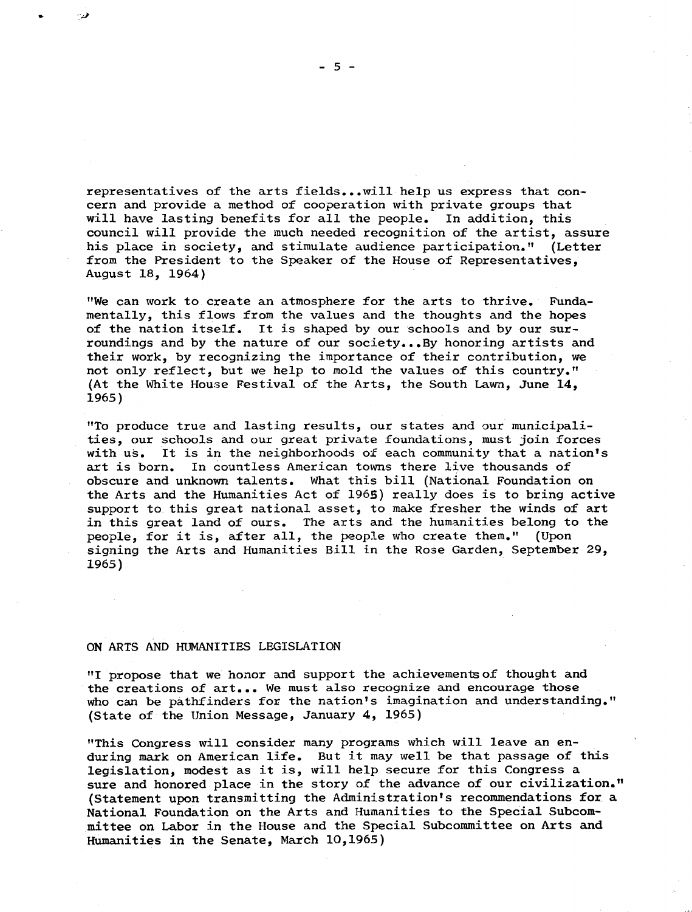representatives of the arts fields...will help us express that concern and provide a method of cooperation with private groups that will have lasting benefits for all the people. In addition, this council will provide the much needed recognition of the artist, assure his place in society, and stimulate audience participation." (Letter from the President to the Speaker of the House of Representatives, August 18, 1964)

"We can work to create an atmosphere for the arts to thrive. Fundamentally, this flows from the values and the thoughts and the hopes of the nation itself. It is shaped by our schools and by our surroundings and by the nature of our society...By honoring artists and their work, by recognizing the importance of their contribution, we not only reflect, but we help to mold the values of this country." (At the White House Festival of the Arts, the South Lawn, June 14, 1965)

"To produce true and lasting results, our states and our municipalities, our schools and our great private foundations, must join forces with us. It is in the neighborhoods of each community that a nation's art is born. In countless American towns there live thousands of obscure and unknown talents. What this bill (National Foundation on the Arts and the Humanities Act of 1965) really does is to bring active support to this great national asset, to make fresher the winds of art in this great land of ours. The arts and the humanities belong to the people, for it is, after all, the people who create them." (Upon signing the Arts and Humanities Bill in the Rose Garden, September 29, 1965)

## ON ARTS AND HUMANITIES LEGISLATION

"I propose that we honor and support the achievements of thought and the creations of art... We must also recognize and encourage those who can be pathfinders for the nation's imagination and understanding." (State of the Union Message, January 4, 1965)

"This Congress will consider many programs which will leave an enduring mark on American life. But it may well be that passage of this legislation, modest as it is, will help secure for this Congress a sure and honored place in the story of the advance of our civilization." (Statement upon transmitting the Administration's recommendations for a National Foundation on the Arts and Humanities to the Special Subcommittee on Labor in the House and the Special Subcommittee on Arts and Humanities in the Senate, March 10,1965)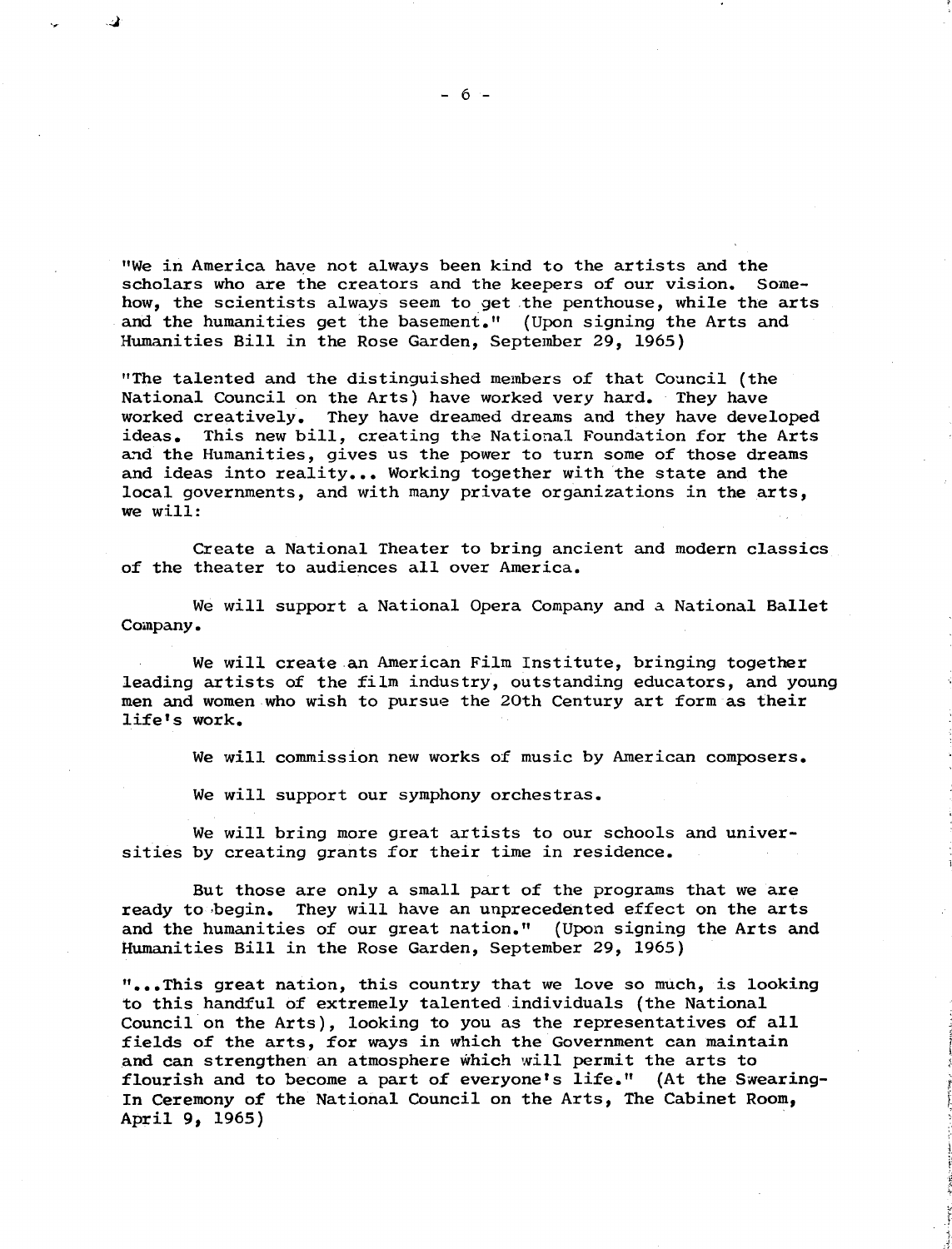"We in America have not always been kind to the artists and the scholars who are the creators and the keepers of our vision. Somehow, the scientists always seem to get the penthouse, while the arts and the humanities get the basement." (Upon signing the Arts and Humanities Bill in the Rose Garden, September 29, 1965)

"The talented and the distinguished members of that Council (the National Council on the Arts) have worked very hard. They have worked creatively. They have dreamed dreams and they have developed ideas. This new bill, creating the National Foundation for the Arts and the Humanities, gives us the power to turn some of those dreams and ideas into reality... Working together with the state and the local governments, and with many private organizations in the arts, we will:

Create a National Theater to bring ancient and modern classics of the theater to audiences all over America.

We will support a National Opera Company and a National Ballet Company.

We will create an American Film Institute, bringing together leading artists of the film industry, outstanding educators, and young men and women who wish to pursue the 20th Century art form as their life's work.

We will commission new works of music by American composers.

We will support our symphony orchestras.

We will bring more great artists to our schools and universities by creating grants for their time in residence.

But those are only a small part of the programs that we are ready to begin. They will have an unprecedented effect on the arts and the humanities of our great nation." (Upon signing the Arts and Humanities Bill in the Rose Garden, September 29, 1965)

"...This great nation, this country that we love so much, is looking to this handful of extremely talented individuals (the National Council on the Arts), looking to you as the representatives of all fields of the arts, for ways in which the Government can maintain and can strengthen an atmosphere which will permit the arts to flourish and to become a part of everyone's life." (At the Swearing-In Ceremony of the National Council on the Arts, The Cabinet Room, April 9, 1965)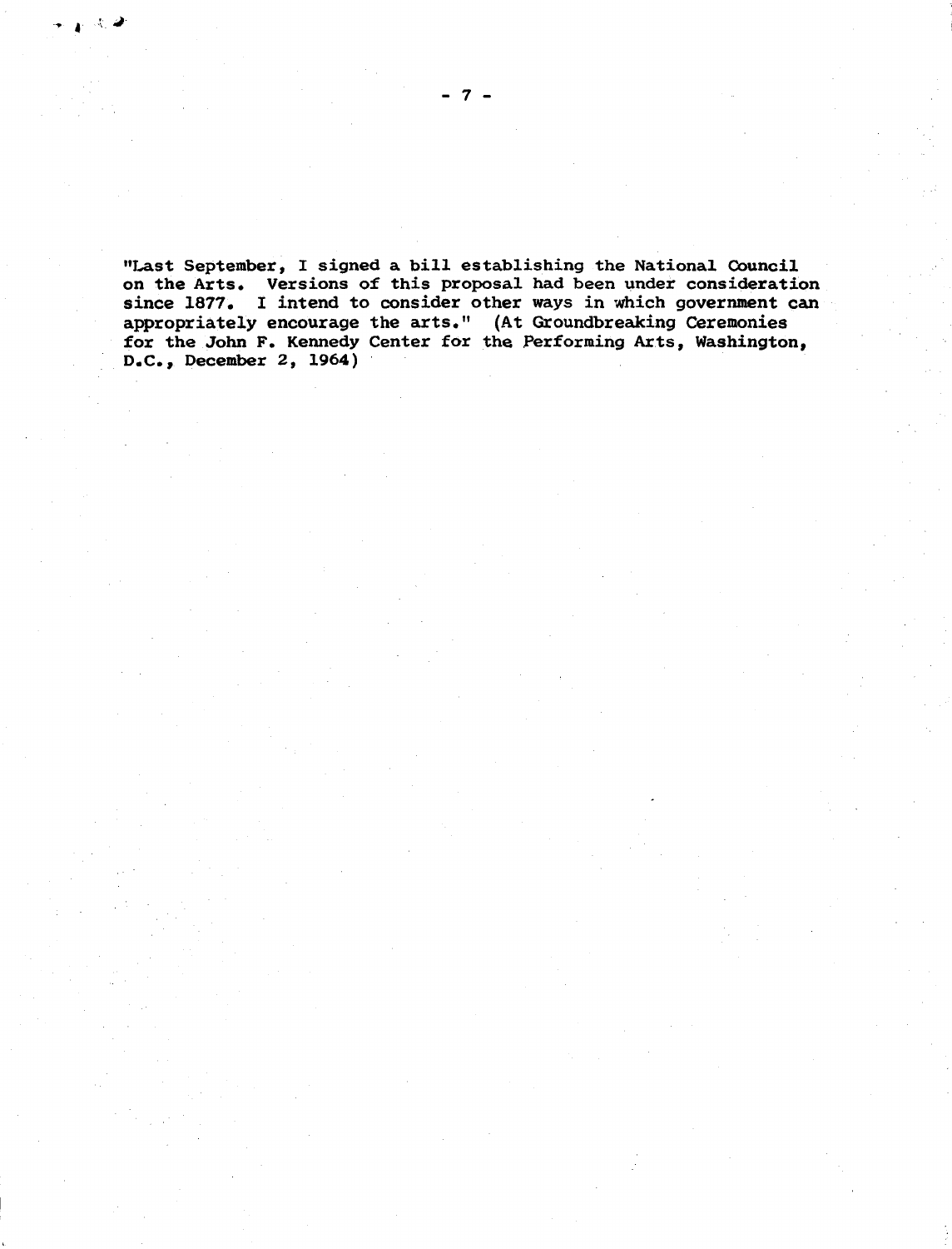"Last September, I signed a bill establishing the National Council on the Arts. Versions of this proposal had been under consideration since 1877. I intend to consider other ways in which government can appropriately encourage the arts." (At Groundbreaking Ceremonies for the John F. Kennedy Center for the Performing Arts, Washington, D.C., December 2, 1964)